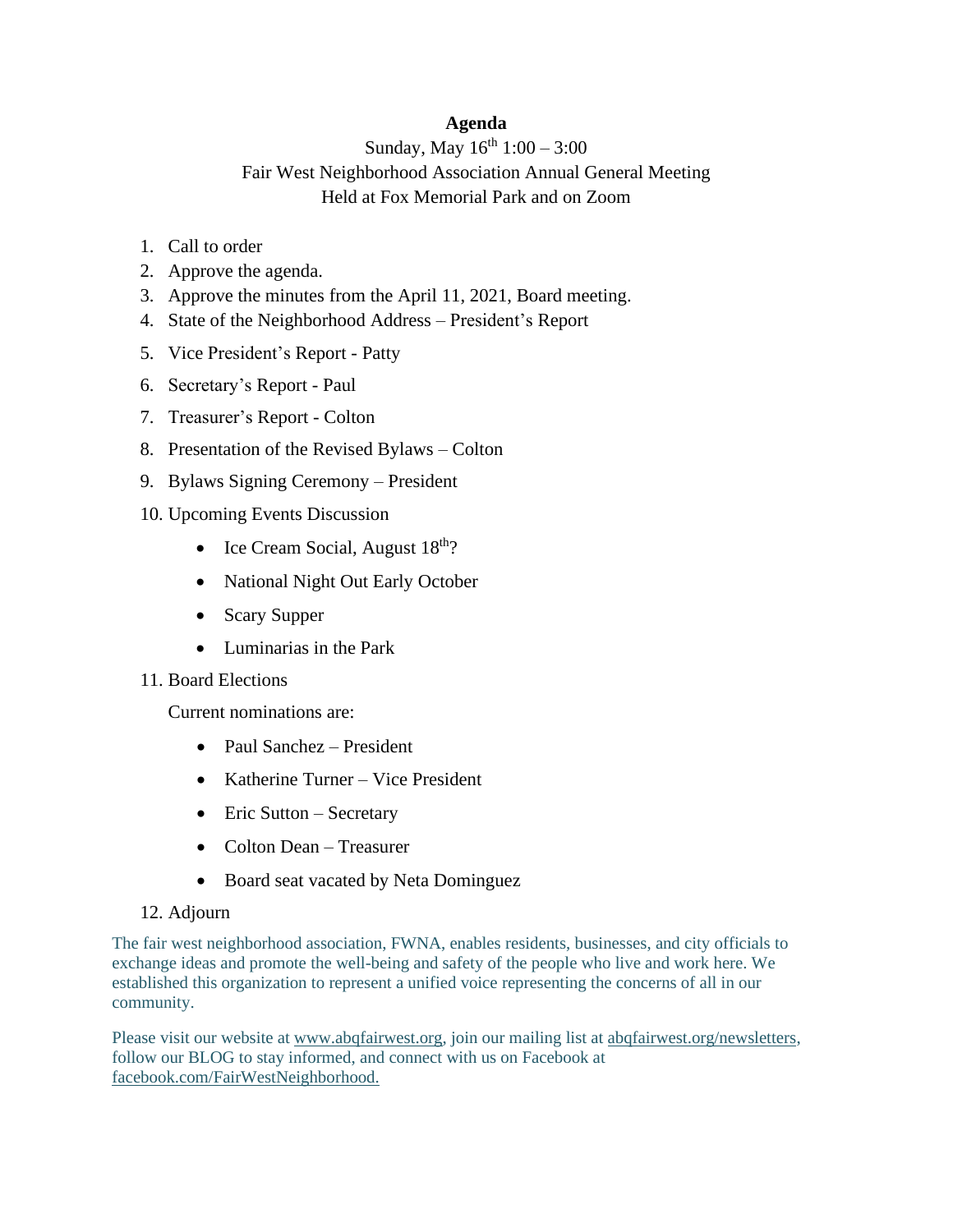**Agenda**

Sunday, May 16th 1:00 – 3:00

Fair West Neighborhood Association Annual General Meeting

Held at Fox Memorial Park and on Zoom

1. Call to order
2. Approve the agenda.
3. Approve the minutes from the April 11, 2021, Board meeting.
4. State of the Neighborhood Address – President's Report
5. Vice President's Report - Patty
6. Secretary's Report - Paul
7. Treasurer's Report - Colton
8. Presentation of the Revised Bylaws – Colton
9. Bylaws Signing Ceremony – President
10. Upcoming Events Discussion
    - Ice Cream Social, August 18th?
    - National Night Out Early October
    - Scary Supper
    - Luminarias in the Park
11. Board Elections

    Current nominations are:

    - Paul Sanchez – President
    - Katherine Turner – Vice President
    - Eric Sutton – Secretary
    - Colton Dean – Treasurer
    - Board seat vacated by Neta Dominguez
12. Adjourn

The fair west neighborhood association, FWNA, enables residents, businesses, and city officials to exchange ideas and promote the well-being and safety of the people who live and work here. We established this organization to represent a unified voice representing the concerns of all in our community.

Please visit our website at www.abqfairwest.org, join our mailing list at abqfairwest.org/newsletters, follow our BLOG to stay informed, and connect with us on Facebook at facebook.com/FairWestNeighborhood.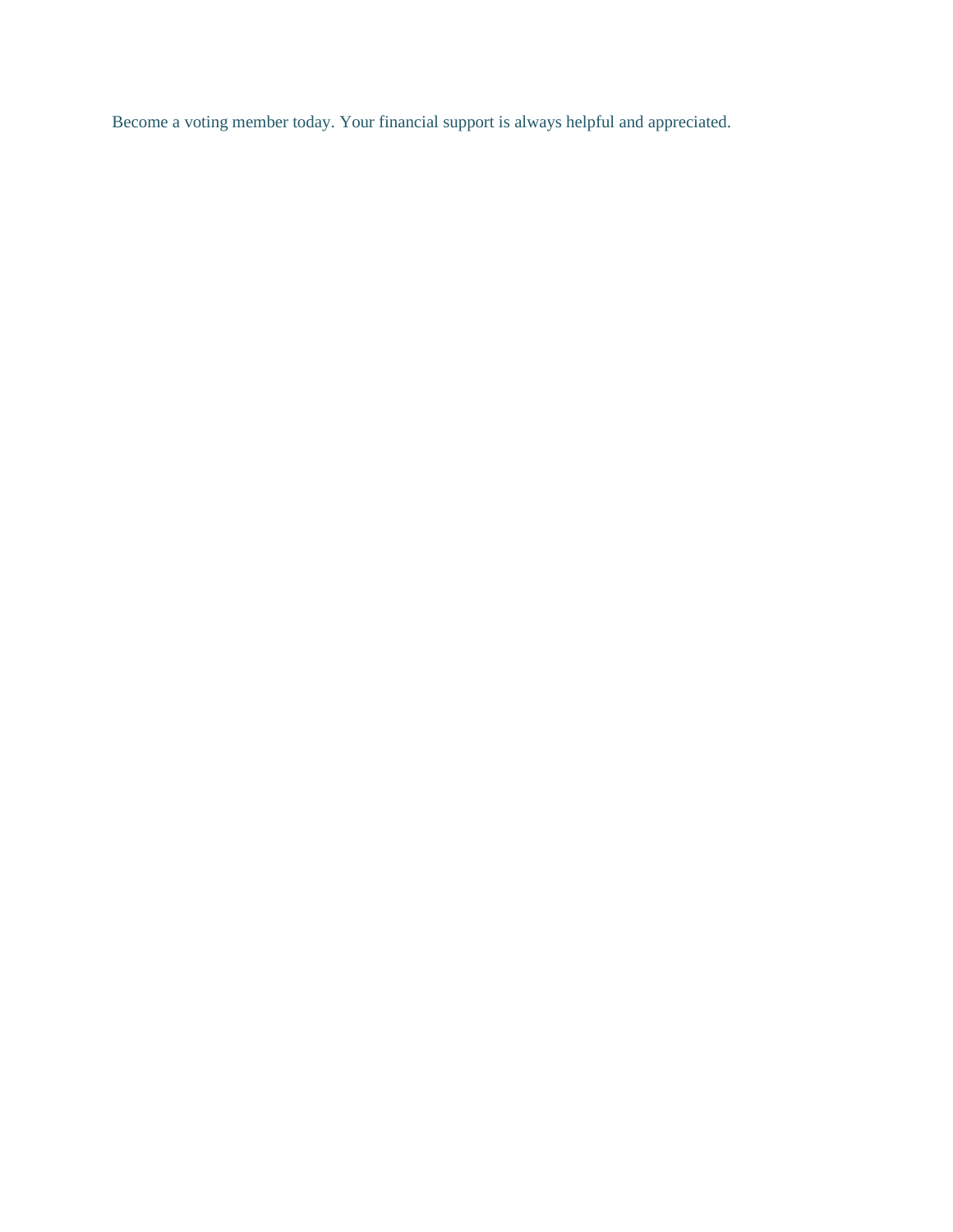Become a voting member today. Your financial support is always helpful and appreciated.